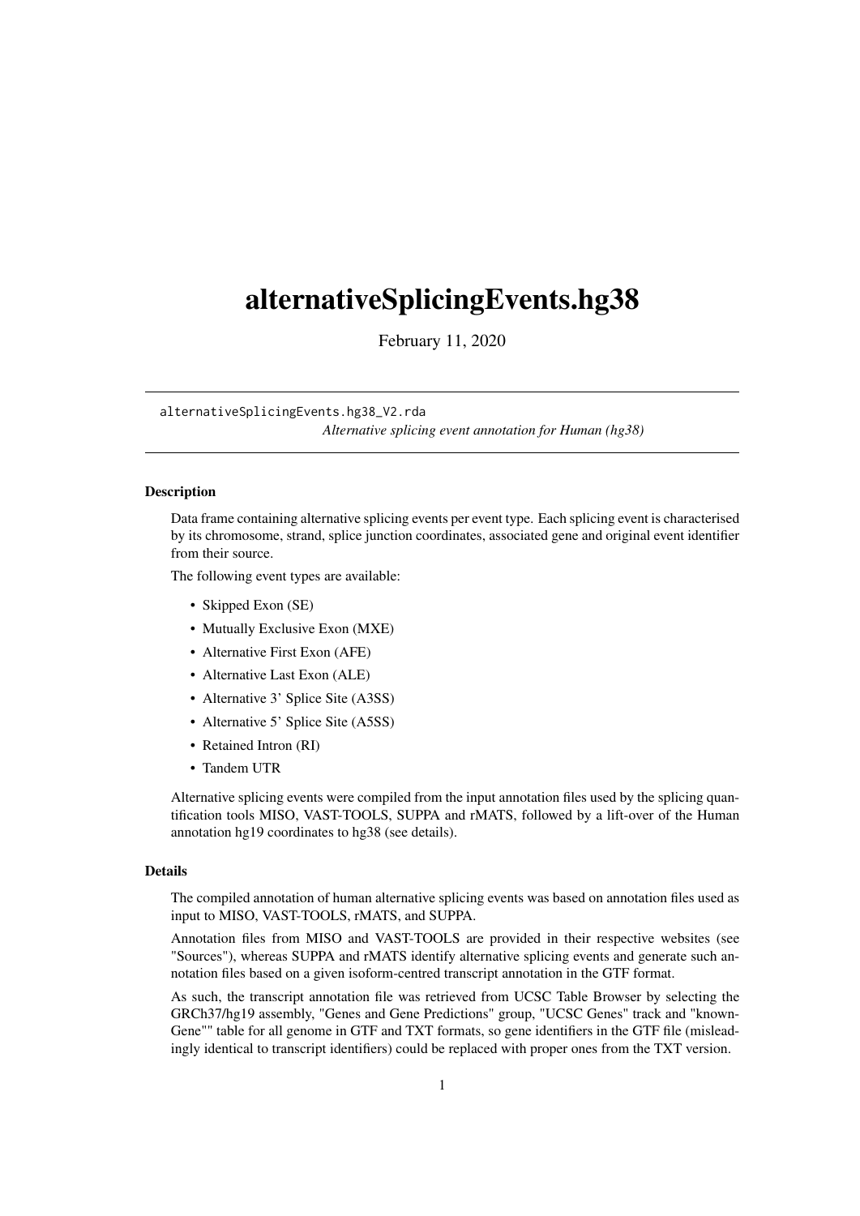# alternativeSplicingEvents.hg38

February 11, 2020

---

`alternativeSplicingEvents.hg38_V2.rda`
*Alternative splicing event annotation for Human (hg38)*

---

### Description

Data frame containing alternative splicing events per event type. Each splicing event is characterised by its chromosome, strand, splice junction coordinates, associated gene and original event identifier from their source.

The following event types are available:

- Skipped Exon (SE)
- Mutually Exclusive Exon (MXE)
- Alternative First Exon (AFE)
- Alternative Last Exon (ALE)
- Alternative 3' Splice Site (A3SS)
- Alternative 5' Splice Site (A5SS)
- Retained Intron (RI)
- Tandem UTR

Alternative splicing events were compiled from the input annotation files used by the splicing quantification tools MISO, VAST-TOOLS, SUPPA and rMATS, followed by a lift-over of the Human annotation hg19 coordinates to hg38 (see details).

### Details

The compiled annotation of human alternative splicing events was based on annotation files used as input to MISO, VAST-TOOLS, rMATS, and SUPPA.

Annotation files from MISO and VAST-TOOLS are provided in their respective websites (see "Sources"), whereas SUPPA and rMATS identify alternative splicing events and generate such annotation files based on a given isoform-centred transcript annotation in the GTF format.

As such, the transcript annotation file was retrieved from UCSC Table Browser by selecting the GRCh37/hg19 assembly, "Genes and Gene Predictions" group, "UCSC Genes" track and "knownGene"" table for all genome in GTF and TXT formats, so gene identifiers in the GTF file (misleadingly identical to transcript identifiers) could be replaced with proper ones from the TXT version.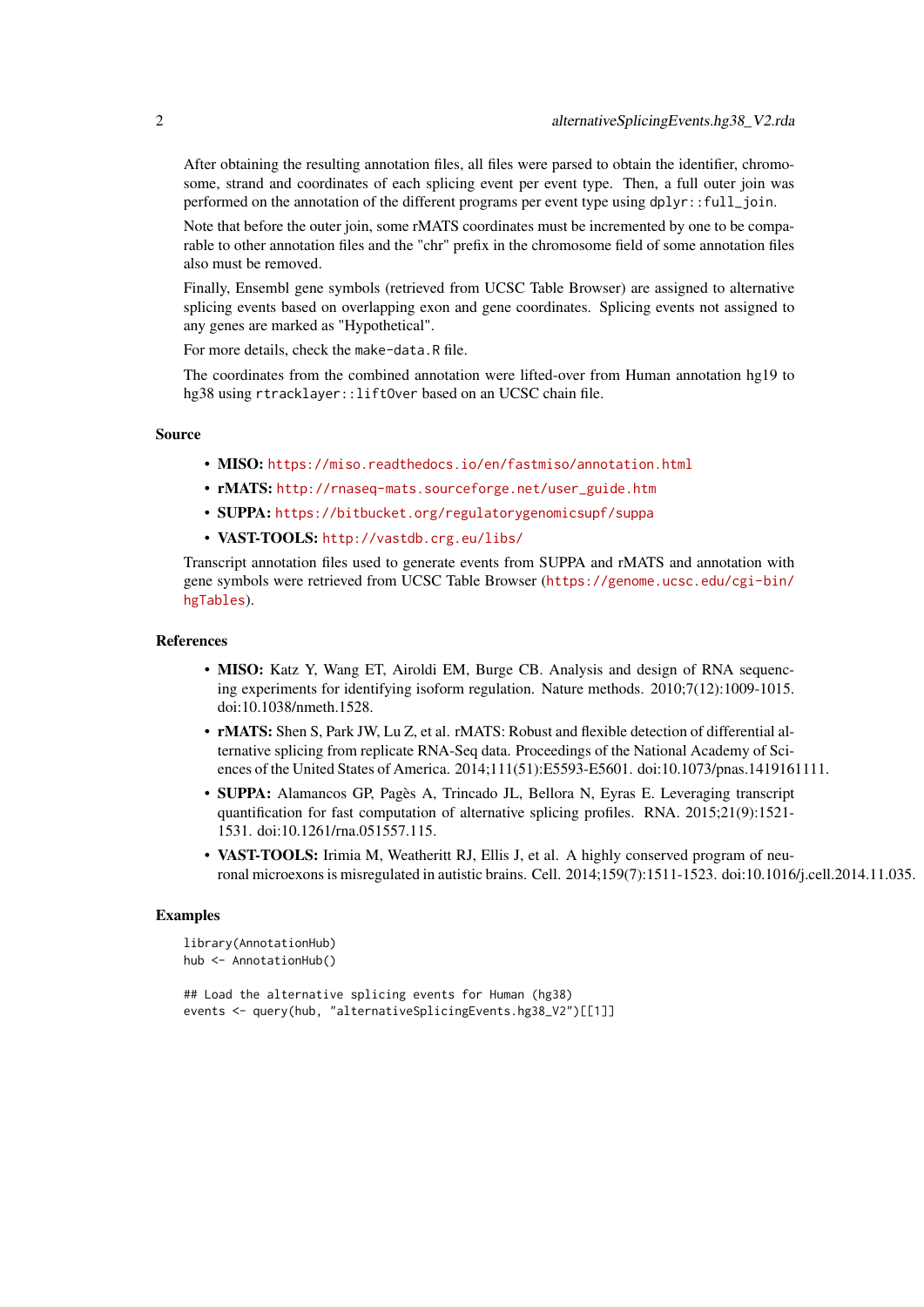After obtaining the resulting annotation files, all files were parsed to obtain the identifier, chromosome, strand and coordinates of each splicing event per event type. Then, a full outer join was performed on the annotation of the different programs per event type using `dplyr::full_join`.

Note that before the outer join, some rMATS coordinates must be incremented by one to be comparable to other annotation files and the "chr" prefix in the chromosome field of some annotation files also must be removed.

Finally, Ensembl gene symbols (retrieved from UCSC Table Browser) are assigned to alternative splicing events based on overlapping exon and gene coordinates. Splicing events not assigned to any genes are marked as "Hypothetical".

For more details, check the `make-data.R` file.

The coordinates from the combined annotation were lifted-over from Human annotation hg19 to hg38 using `rtracklayer::liftOver` based on an UCSC chain file.

### Source

- **MISO:** https://miso.readthedocs.io/en/fastmiso/annotation.html
- **rMATS:** http://rnaseq-mats.sourceforge.net/user_guide.htm
- **SUPPA:** https://bitbucket.org/regulatorygenomicsupf/suppa
- **VAST-TOOLS:** http://vastdb.crg.eu/libs/

Transcript annotation files used to generate events from SUPPA and rMATS and annotation with gene symbols were retrieved from UCSC Table Browser (https://genome.ucsc.edu/cgi-bin/hgTables).

### References

- **MISO:** Katz Y, Wang ET, Airoldi EM, Burge CB. Analysis and design of RNA sequencing experiments for identifying isoform regulation. Nature methods. 2010;7(12):1009-1015. doi:10.1038/nmeth.1528.
- **rMATS:** Shen S, Park JW, Lu Z, et al. rMATS: Robust and flexible detection of differential alternative splicing from replicate RNA-Seq data. Proceedings of the National Academy of Sciences of the United States of America. 2014;111(51):E5593-E5601. doi:10.1073/pnas.1419161111.
- **SUPPA:** Alamancos GP, Pagès A, Trincado JL, Bellora N, Eyras E. Leveraging transcript quantification for fast computation of alternative splicing profiles. RNA. 2015;21(9):1521-1531. doi:10.1261/rna.051557.115.
- **VAST-TOOLS:** Irimia M, Weatheritt RJ, Ellis J, et al. A highly conserved program of neuronal microexons is misregulated in autistic brains. Cell. 2014;159(7):1511-1523. doi:10.1016/j.cell.2014.11.035.

### Examples

```
library(AnnotationHub)
hub <- AnnotationHub()

## Load the alternative splicing events for Human (hg38)
events <- query(hub, "alternativeSplicingEvents.hg38_V2")[[1]]
```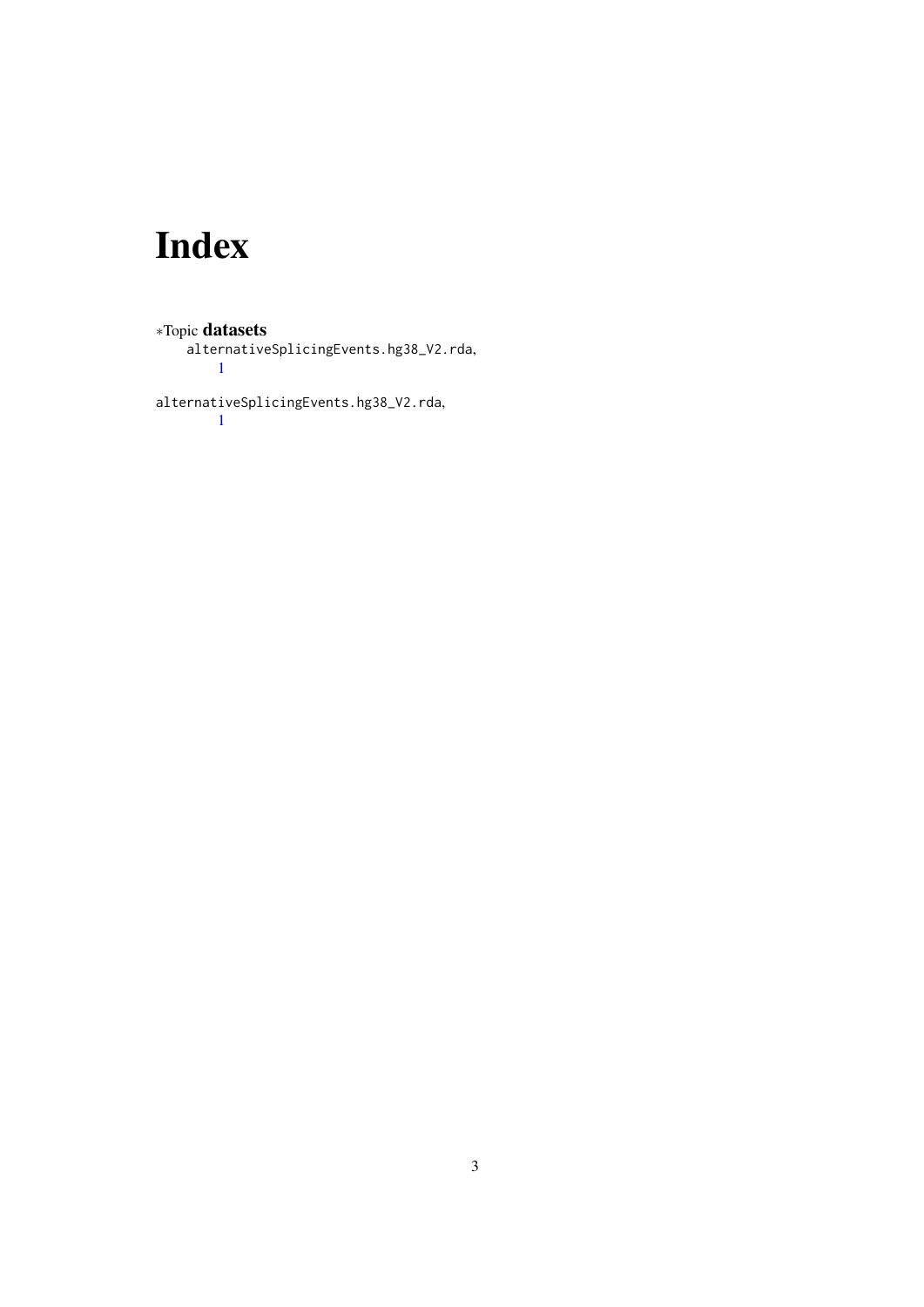# Index

∗Topic **datasets**
    alternativeSplicingEvents.hg38_V2.rda, 1

alternativeSplicingEvents.hg38_V2.rda, 1